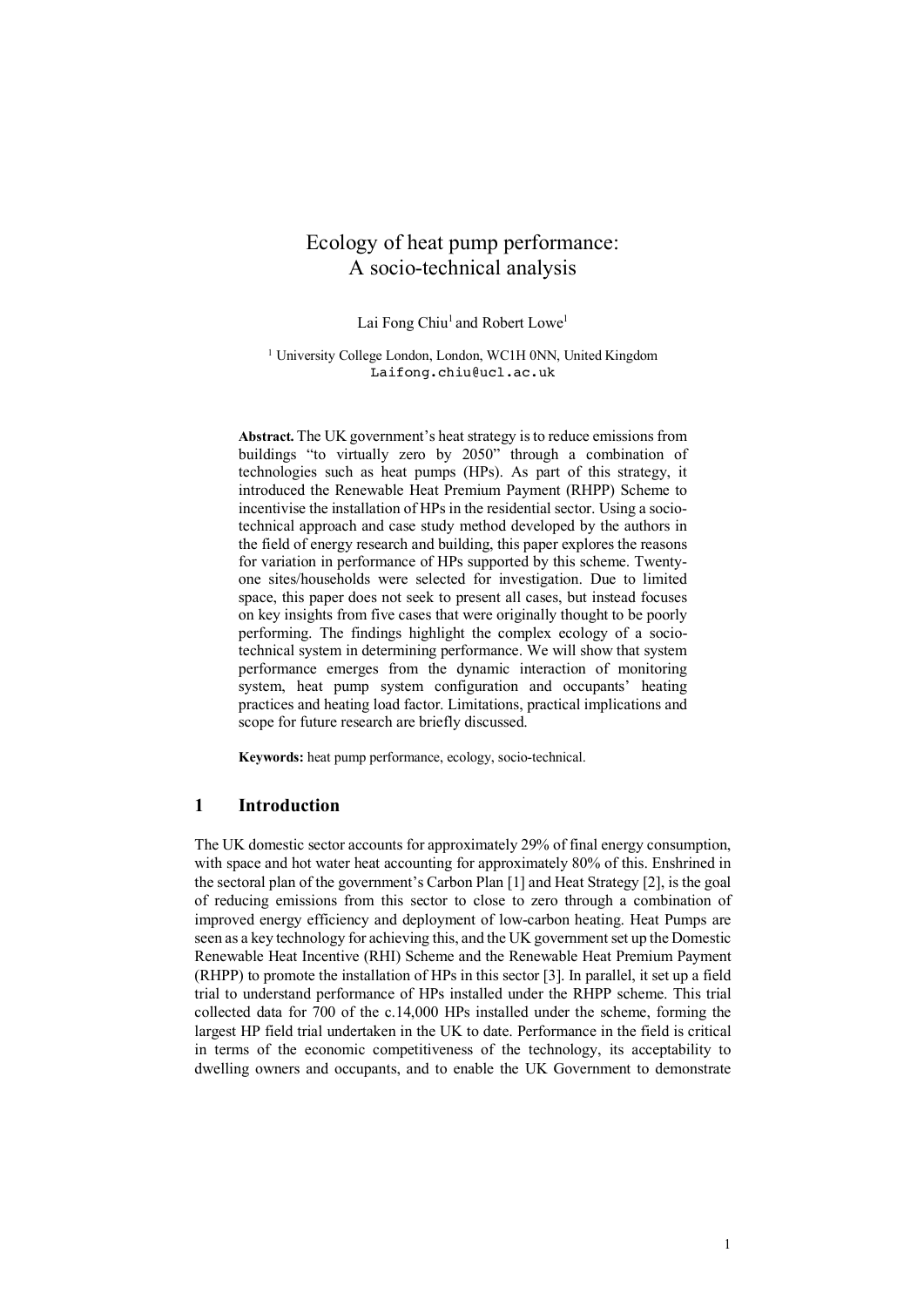# Ecology of heat pump performance: A socio-technical analysis

Lai Fong Chiu[1] and Robert Lowe[1]

[1] University College London, London, WC1H 0NN, United Kingdom
Laifong.chiu@ucl.ac.uk

**Abstract.** The UK government's heat strategy is to reduce emissions from buildings "to virtually zero by 2050" through a combination of technologies such as heat pumps (HPs). As part of this strategy, it introduced the Renewable Heat Premium Payment (RHPP) Scheme to incentivise the installation of HPs in the residential sector. Using a socio-technical approach and case study method developed by the authors in the field of energy research and building, this paper explores the reasons for variation in performance of HPs supported by this scheme. Twenty-one sites/households were selected for investigation. Due to limited space, this paper does not seek to present all cases, but instead focuses on key insights from five cases that were originally thought to be poorly performing. The findings highlight the complex ecology of a socio-technical system in determining performance. We will show that system performance emerges from the dynamic interaction of monitoring system, heat pump system configuration and occupants' heating practices and heating load factor. Limitations, practical implications and scope for future research are briefly discussed.

**Keywords:** heat pump performance, ecology, socio-technical.

## 1 Introduction

The UK domestic sector accounts for approximately 29% of final energy consumption, with space and hot water heat accounting for approximately 80% of this. Enshrined in the sectoral plan of the government's Carbon Plan [1] and Heat Strategy [2], is the goal of reducing emissions from this sector to close to zero through a combination of improved energy efficiency and deployment of low-carbon heating. Heat Pumps are seen as a key technology for achieving this, and the UK government set up the Domestic Renewable Heat Incentive (RHI) Scheme and the Renewable Heat Premium Payment (RHPP) to promote the installation of HPs in this sector [3]. In parallel, it set up a field trial to understand performance of HPs installed under the RHPP scheme. This trial collected data for 700 of the c.14,000 HPs installed under the scheme, forming the largest HP field trial undertaken in the UK to date. Performance in the field is critical in terms of the economic competitiveness of the technology, its acceptability to dwelling owners and occupants, and to enable the UK Government to demonstrate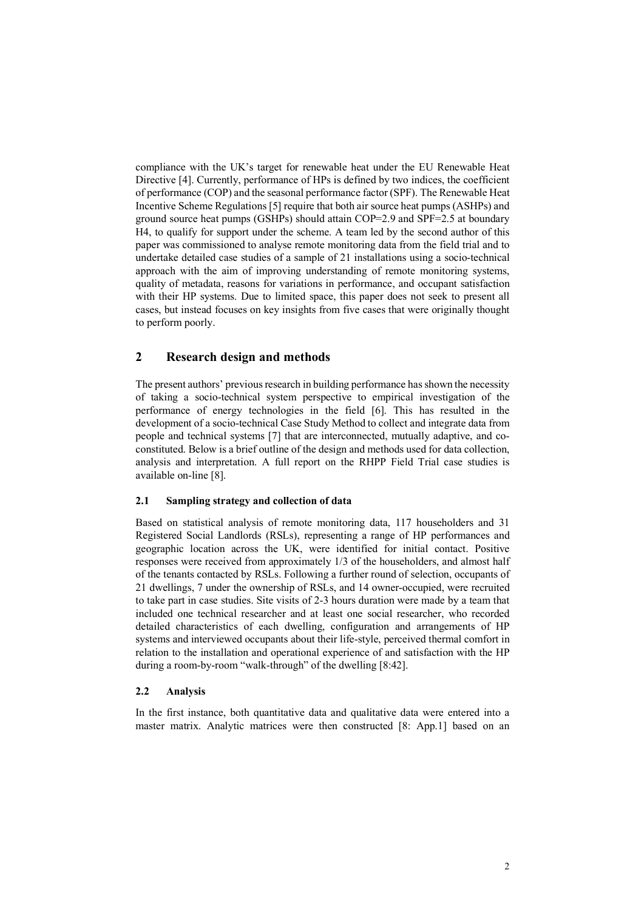compliance with the UK's target for renewable heat under the EU Renewable Heat Directive [4]. Currently, performance of HPs is defined by two indices, the coefficient of performance (COP) and the seasonal performance factor (SPF). The Renewable Heat Incentive Scheme Regulations [5] require that both air source heat pumps (ASHPs) and ground source heat pumps (GSHPs) should attain COP=2.9 and SPF=2.5 at boundary H4, to qualify for support under the scheme. A team led by the second author of this paper was commissioned to analyse remote monitoring data from the field trial and to undertake detailed case studies of a sample of 21 installations using a socio-technical approach with the aim of improving understanding of remote monitoring systems, quality of metadata, reasons for variations in performance, and occupant satisfaction with their HP systems. Due to limited space, this paper does not seek to present all cases, but instead focuses on key insights from five cases that were originally thought to perform poorly.

## 2 Research design and methods

The present authors' previous research in building performance has shown the necessity of taking a socio-technical system perspective to empirical investigation of the performance of energy technologies in the field [6]. This has resulted in the development of a socio-technical Case Study Method to collect and integrate data from people and technical systems [7] that are interconnected, mutually adaptive, and co-constituted. Below is a brief outline of the design and methods used for data collection, analysis and interpretation. A full report on the RHPP Field Trial case studies is available on-line [8].

### 2.1 Sampling strategy and collection of data

Based on statistical analysis of remote monitoring data, 117 householders and 31 Registered Social Landlords (RSLs), representing a range of HP performances and geographic location across the UK, were identified for initial contact. Positive responses were received from approximately 1/3 of the householders, and almost half of the tenants contacted by RSLs. Following a further round of selection, occupants of 21 dwellings, 7 under the ownership of RSLs, and 14 owner-occupied, were recruited to take part in case studies. Site visits of 2-3 hours duration were made by a team that included one technical researcher and at least one social researcher, who recorded detailed characteristics of each dwelling, configuration and arrangements of HP systems and interviewed occupants about their life-style, perceived thermal comfort in relation to the installation and operational experience of and satisfaction with the HP during a room-by-room "walk-through" of the dwelling [8:42].

### 2.2 Analysis

In the first instance, both quantitative data and qualitative data were entered into a master matrix. Analytic matrices were then constructed [8: App.1] based on an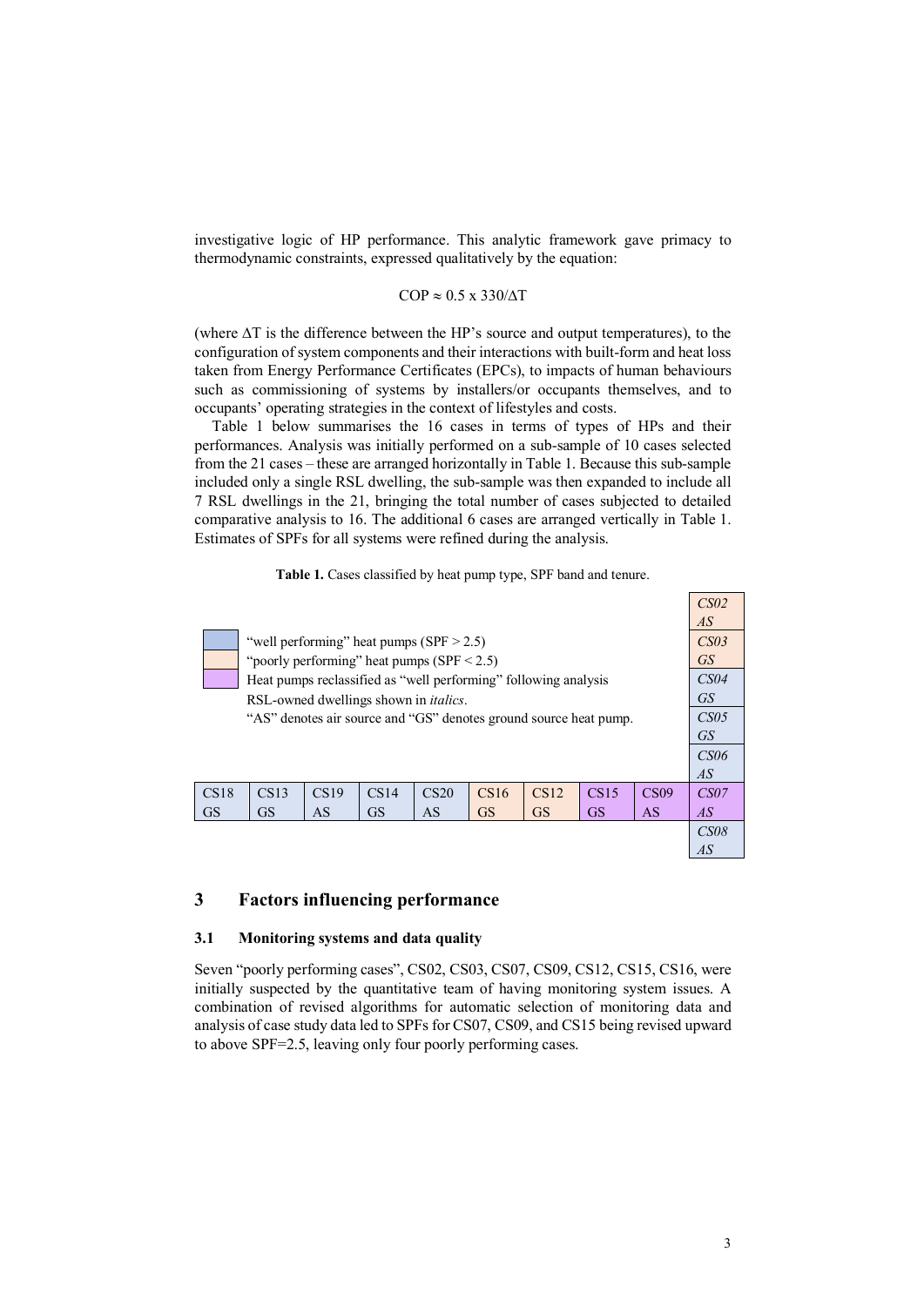investigative logic of HP performance. This analytic framework gave primacy to thermodynamic constraints, expressed qualitatively by the equation:

$$COP \approx 0.5 \times 330/\Delta T$$

(where $\Delta T$ is the difference between the HP's source and output temperatures), to the configuration of system components and their interactions with built-form and heat loss taken from Energy Performance Certificates (EPCs), to impacts of human behaviours such as commissioning of systems by installers/or occupants themselves, and to occupants' operating strategies in the context of lifestyles and costs.

Table 1 below summarises the 16 cases in terms of types of HPs and their performances. Analysis was initially performed on a sub-sample of 10 cases selected from the 21 cases – these are arranged horizontally in Table 1. Because this sub-sample included only a single RSL dwelling, the sub-sample was then expanded to include all 7 RSL dwellings in the 21, bringing the total number of cases subjected to detailed comparative analysis to 16. The additional 6 cases are arranged vertically in Table 1. Estimates of SPFs for all systems were refined during the analysis.

**Table 1.** Cases classified by heat pump type, SPF band and tenure.

Legend:
- Blue: "well performing" heat pumps (SPF > 2.5)
- Peach: "poorly performing" heat pumps (SPF < 2.5)
- Purple: Heat pumps reclassified as "well performing" following analysis
- RSL-owned dwellings shown in *italics*.
- "AS" denotes air source and "GS" denotes ground source heat pump.

Horizontal sub-sample (10 cases):

| Case | Type | Classification |
|---|---|---|
| CS18 | GS | well performing |
| CS13 | GS | well performing |
| CS19 | AS | well performing |
| CS14 | GS | well performing |
| CS20 | AS | well performing |
| CS16 | GS | poorly performing |
| CS12 | GS | poorly performing |
| CS15 | GS | reclassified as well performing |
| CS09 | AS | reclassified as well performing |
| *CS07* | *AS* | reclassified as well performing |

Vertical additional RSL cases (with *CS07*):

| Case | Type | Classification |
|---|---|---|
| *CS02* | *AS* | poorly performing |
| *CS03* | *GS* | poorly performing |
| *CS04* | *GS* | well performing |
| *CS05* | *GS* | well performing |
| *CS06* | *AS* | well performing |
| *CS07* | *AS* | reclassified as well performing |
| *CS08* | *AS* | well performing |

## 3 Factors influencing performance

### 3.1 Monitoring systems and data quality

Seven "poorly performing cases", CS02, CS03, CS07, CS09, CS12, CS15, CS16, were initially suspected by the quantitative team of having monitoring system issues. A combination of revised algorithms for automatic selection of monitoring data and analysis of case study data led to SPFs for CS07, CS09, and CS15 being revised upward to above SPF=2.5, leaving only four poorly performing cases.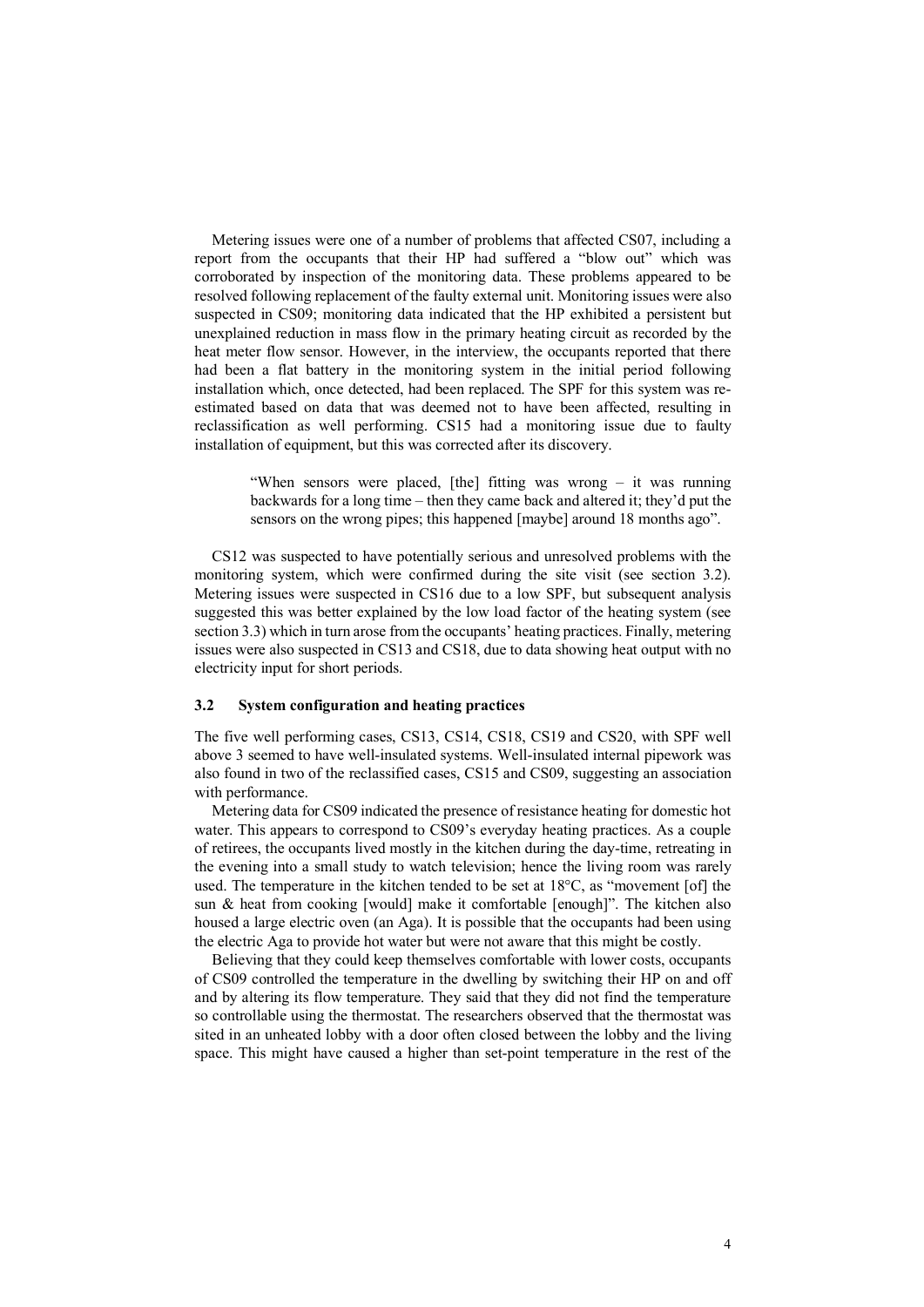Metering issues were one of a number of problems that affected CS07, including a report from the occupants that their HP had suffered a "blow out" which was corroborated by inspection of the monitoring data. These problems appeared to be resolved following replacement of the faulty external unit. Monitoring issues were also suspected in CS09; monitoring data indicated that the HP exhibited a persistent but unexplained reduction in mass flow in the primary heating circuit as recorded by the heat meter flow sensor. However, in the interview, the occupants reported that there had been a flat battery in the monitoring system in the initial period following installation which, once detected, had been replaced. The SPF for this system was re-estimated based on data that was deemed not to have been affected, resulting in reclassification as well performing. CS15 had a monitoring issue due to faulty installation of equipment, but this was corrected after its discovery.

> "When sensors were placed, [the] fitting was wrong – it was running backwards for a long time – then they came back and altered it; they'd put the sensors on the wrong pipes; this happened [maybe] around 18 months ago".

CS12 was suspected to have potentially serious and unresolved problems with the monitoring system, which were confirmed during the site visit (see section 3.2). Metering issues were suspected in CS16 due to a low SPF, but subsequent analysis suggested this was better explained by the low load factor of the heating system (see section 3.3) which in turn arose from the occupants' heating practices. Finally, metering issues were also suspected in CS13 and CS18, due to data showing heat output with no electricity input for short periods.

### 3.2 System configuration and heating practices

The five well performing cases, CS13, CS14, CS18, CS19 and CS20, with SPF well above 3 seemed to have well-insulated systems. Well-insulated internal pipework was also found in two of the reclassified cases, CS15 and CS09, suggesting an association with performance.

Metering data for CS09 indicated the presence of resistance heating for domestic hot water. This appears to correspond to CS09's everyday heating practices. As a couple of retirees, the occupants lived mostly in the kitchen during the day-time, retreating in the evening into a small study to watch television; hence the living room was rarely used. The temperature in the kitchen tended to be set at 18°C, as "movement [of] the sun & heat from cooking [would] make it comfortable [enough]". The kitchen also housed a large electric oven (an Aga). It is possible that the occupants had been using the electric Aga to provide hot water but were not aware that this might be costly.

Believing that they could keep themselves comfortable with lower costs, occupants of CS09 controlled the temperature in the dwelling by switching their HP on and off and by altering its flow temperature. They said that they did not find the temperature so controllable using the thermostat. The researchers observed that the thermostat was sited in an unheated lobby with a door often closed between the lobby and the living space. This might have caused a higher than set-point temperature in the rest of the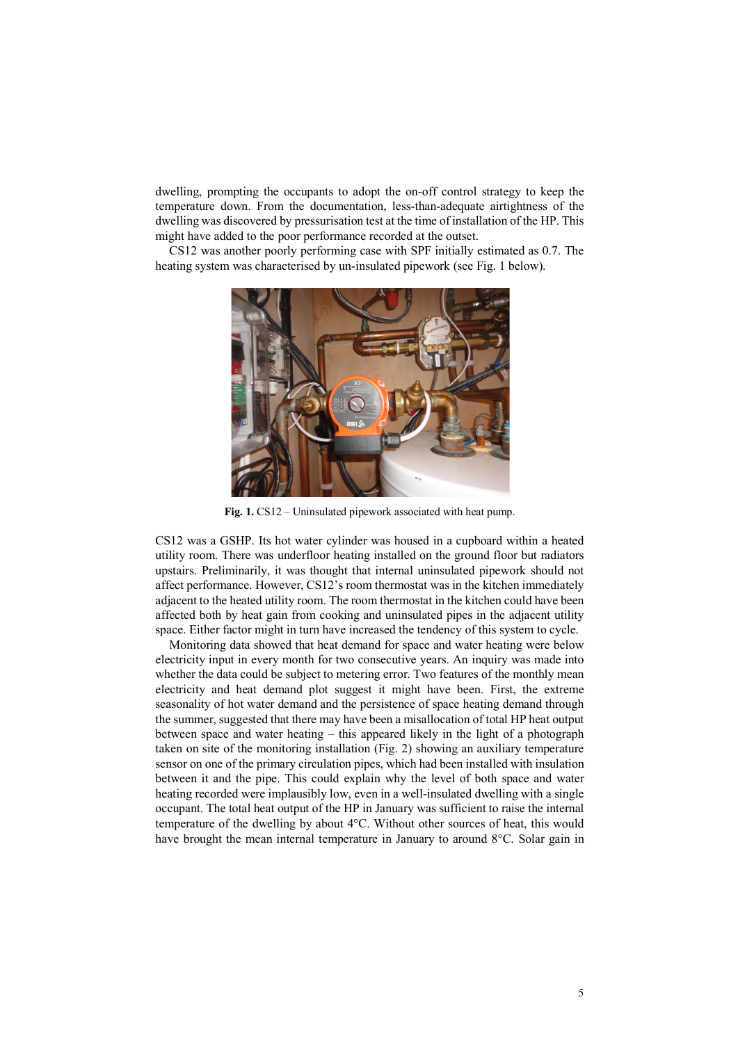dwelling, prompting the occupants to adopt the on-off control strategy to keep the temperature down. From the documentation, less-than-adequate airtightness of the dwelling was discovered by pressurisation test at the time of installation of the HP. This might have added to the poor performance recorded at the outset.

CS12 was another poorly performing case with SPF initially estimated as 0.7. The heating system was characterised by un-insulated pipework (see Fig. 1 below).

**Fig. 1.** CS12 – Uninsulated pipework associated with heat pump.

CS12 was a GSHP. Its hot water cylinder was housed in a cupboard within a heated utility room. There was underfloor heating installed on the ground floor but radiators upstairs. Preliminarily, it was thought that internal uninsulated pipework should not affect performance. However, CS12's room thermostat was in the kitchen immediately adjacent to the heated utility room. The room thermostat in the kitchen could have been affected both by heat gain from cooking and uninsulated pipes in the adjacent utility space. Either factor might in turn have increased the tendency of this system to cycle.

Monitoring data showed that heat demand for space and water heating were below electricity input in every month for two consecutive years. An inquiry was made into whether the data could be subject to metering error. Two features of the monthly mean electricity and heat demand plot suggest it might have been. First, the extreme seasonality of hot water demand and the persistence of space heating demand through the summer, suggested that there may have been a misallocation of total HP heat output between space and water heating – this appeared likely in the light of a photograph taken on site of the monitoring installation (Fig. 2) showing an auxiliary temperature sensor on one of the primary circulation pipes, which had been installed with insulation between it and the pipe. This could explain why the level of both space and water heating recorded were implausibly low, even in a well-insulated dwelling with a single occupant. The total heat output of the HP in January was sufficient to raise the internal temperature of the dwelling by about 4°C. Without other sources of heat, this would have brought the mean internal temperature in January to around 8°C. Solar gain in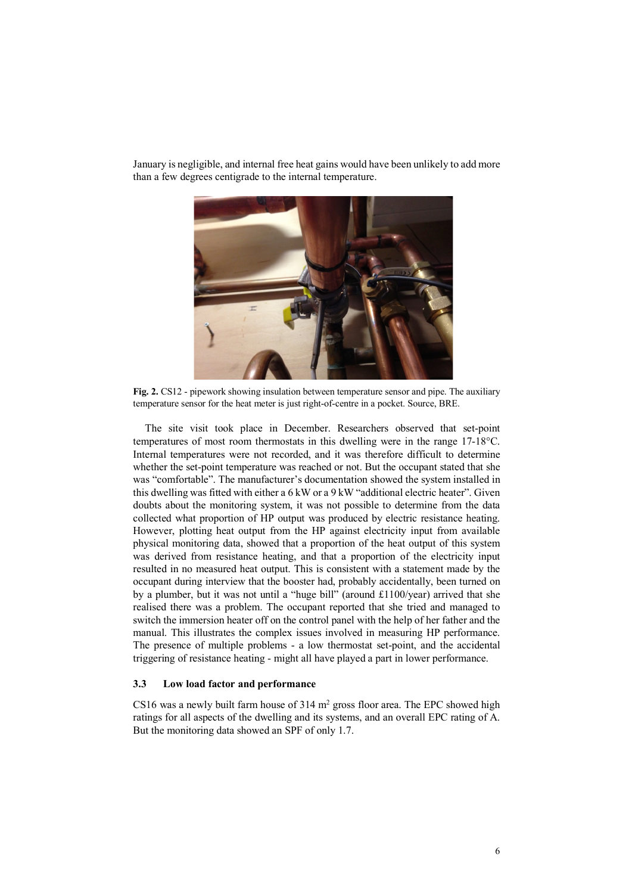January is negligible, and internal free heat gains would have been unlikely to add more than a few degrees centigrade to the internal temperature.

**Fig. 2.** CS12 - pipework showing insulation between temperature sensor and pipe. The auxiliary temperature sensor for the heat meter is just right-of-centre in a pocket. Source, BRE.

The site visit took place in December. Researchers observed that set-point temperatures of most room thermostats in this dwelling were in the range 17-18°C. Internal temperatures were not recorded, and it was therefore difficult to determine whether the set-point temperature was reached or not. But the occupant stated that she was "comfortable". The manufacturer's documentation showed the system installed in this dwelling was fitted with either a 6 kW or a 9 kW "additional electric heater". Given doubts about the monitoring system, it was not possible to determine from the data collected what proportion of HP output was produced by electric resistance heating. However, plotting heat output from the HP against electricity input from available physical monitoring data, showed that a proportion of the heat output of this system was derived from resistance heating, and that a proportion of the electricity input resulted in no measured heat output. This is consistent with a statement made by the occupant during interview that the booster had, probably accidentally, been turned on by a plumber, but it was not until a "huge bill" (around £1100/year) arrived that she realised there was a problem. The occupant reported that she tried and managed to switch the immersion heater off on the control panel with the help of her father and the manual. This illustrates the complex issues involved in measuring HP performance. The presence of multiple problems - a low thermostat set-point, and the accidental triggering of resistance heating - might all have played a part in lower performance.

### 3.3 Low load factor and performance

CS16 was a newly built farm house of 314 m$^2$ gross floor area. The EPC showed high ratings for all aspects of the dwelling and its systems, and an overall EPC rating of A. But the monitoring data showed an SPF of only 1.7.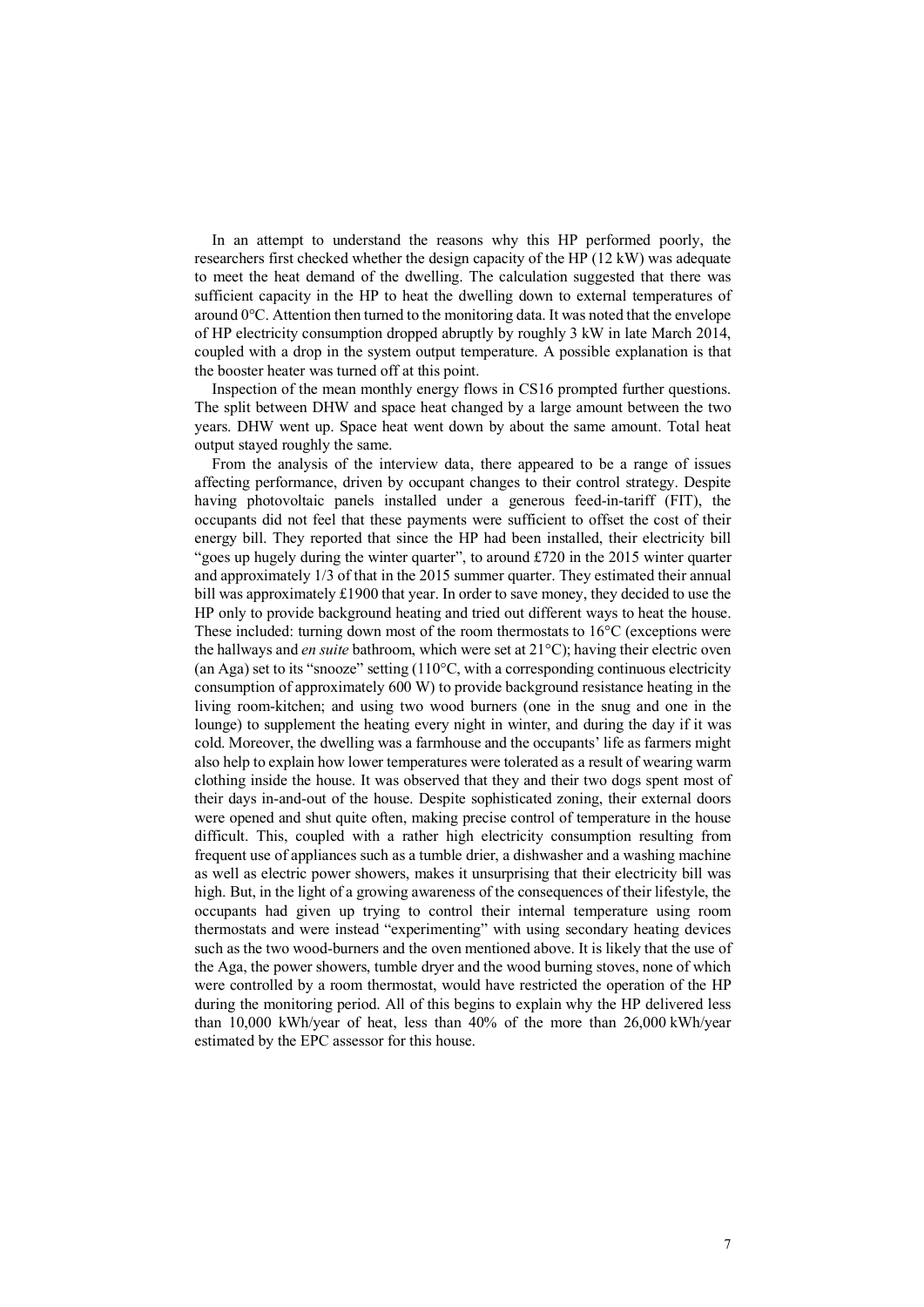In an attempt to understand the reasons why this HP performed poorly, the researchers first checked whether the design capacity of the HP (12 kW) was adequate to meet the heat demand of the dwelling. The calculation suggested that there was sufficient capacity in the HP to heat the dwelling down to external temperatures of around 0°C. Attention then turned to the monitoring data. It was noted that the envelope of HP electricity consumption dropped abruptly by roughly 3 kW in late March 2014, coupled with a drop in the system output temperature. A possible explanation is that the booster heater was turned off at this point.

Inspection of the mean monthly energy flows in CS16 prompted further questions. The split between DHW and space heat changed by a large amount between the two years. DHW went up. Space heat went down by about the same amount. Total heat output stayed roughly the same.

From the analysis of the interview data, there appeared to be a range of issues affecting performance, driven by occupant changes to their control strategy. Despite having photovoltaic panels installed under a generous feed-in-tariff (FIT), the occupants did not feel that these payments were sufficient to offset the cost of their energy bill. They reported that since the HP had been installed, their electricity bill "goes up hugely during the winter quarter", to around £720 in the 2015 winter quarter and approximately 1/3 of that in the 2015 summer quarter. They estimated their annual bill was approximately £1900 that year. In order to save money, they decided to use the HP only to provide background heating and tried out different ways to heat the house. These included: turning down most of the room thermostats to 16°C (exceptions were the hallways and *en suite* bathroom, which were set at 21°C); having their electric oven (an Aga) set to its "snooze" setting (110°C, with a corresponding continuous electricity consumption of approximately 600 W) to provide background resistance heating in the living room-kitchen; and using two wood burners (one in the snug and one in the lounge) to supplement the heating every night in winter, and during the day if it was cold. Moreover, the dwelling was a farmhouse and the occupants' life as farmers might also help to explain how lower temperatures were tolerated as a result of wearing warm clothing inside the house. It was observed that they and their two dogs spent most of their days in-and-out of the house. Despite sophisticated zoning, their external doors were opened and shut quite often, making precise control of temperature in the house difficult. This, coupled with a rather high electricity consumption resulting from frequent use of appliances such as a tumble drier, a dishwasher and a washing machine as well as electric power showers, makes it unsurprising that their electricity bill was high. But, in the light of a growing awareness of the consequences of their lifestyle, the occupants had given up trying to control their internal temperature using room thermostats and were instead "experimenting" with using secondary heating devices such as the two wood-burners and the oven mentioned above. It is likely that the use of the Aga, the power showers, tumble dryer and the wood burning stoves, none of which were controlled by a room thermostat, would have restricted the operation of the HP during the monitoring period. All of this begins to explain why the HP delivered less than 10,000 kWh/year of heat, less than 40% of the more than 26,000 kWh/year estimated by the EPC assessor for this house.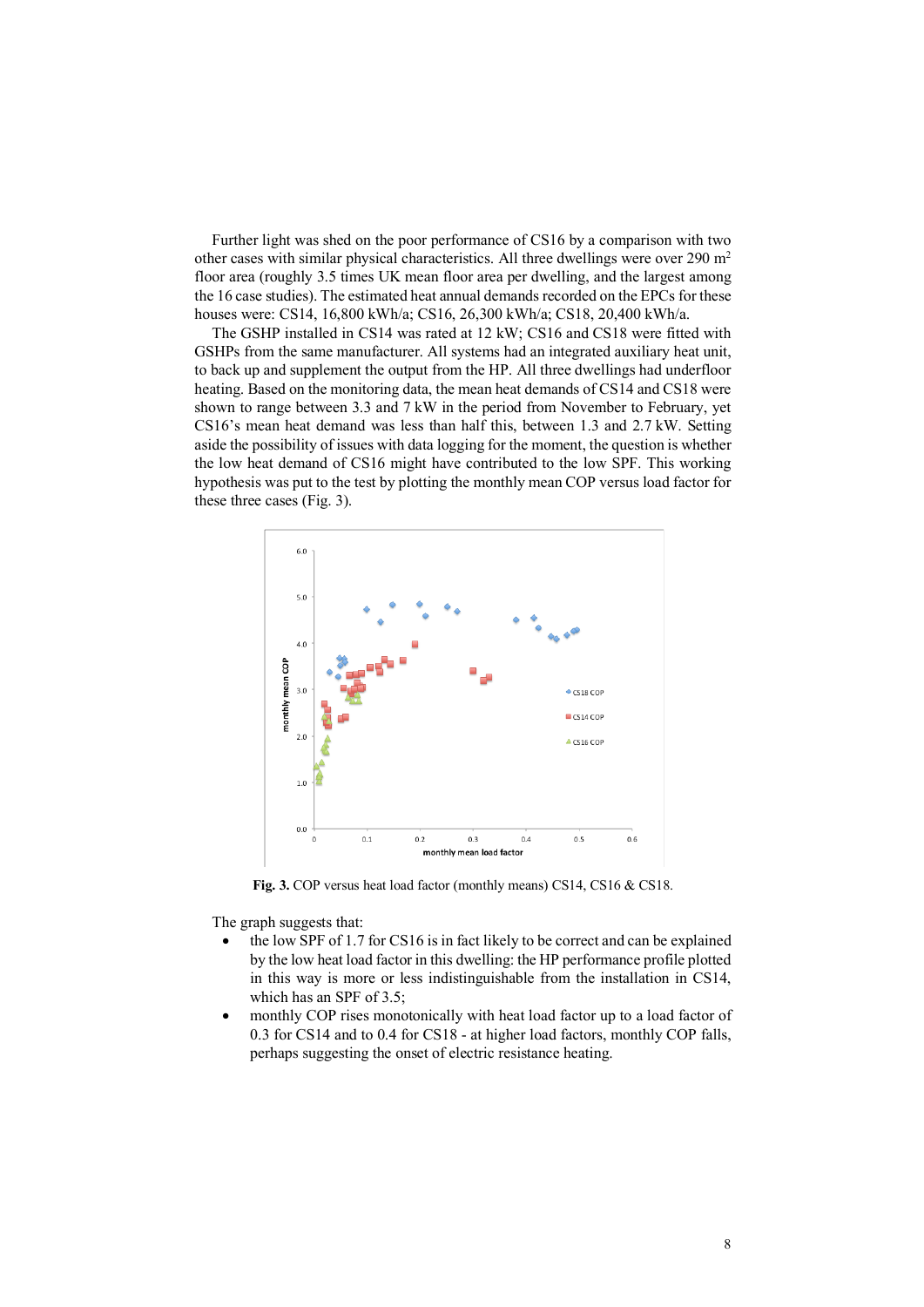Further light was shed on the poor performance of CS16 by a comparison with two other cases with similar physical characteristics. All three dwellings were over 290 m$^2$ floor area (roughly 3.5 times UK mean floor area per dwelling, and the largest among the 16 case studies). The estimated heat annual demands recorded on the EPCs for these houses were: CS14, 16,800 kWh/a; CS16, 26,300 kWh/a; CS18, 20,400 kWh/a.

The GSHP installed in CS14 was rated at 12 kW; CS16 and CS18 were fitted with GSHPs from the same manufacturer. All systems had an integrated auxiliary heat unit, to back up and supplement the output from the HP. All three dwellings had underfloor heating. Based on the monitoring data, the mean heat demands of CS14 and CS18 were shown to range between 3.3 and 7 kW in the period from November to February, yet CS16's mean heat demand was less than half this, between 1.3 and 2.7 kW. Setting aside the possibility of issues with data logging for the moment, the question is whether the low heat demand of CS16 might have contributed to the low SPF. This working hypothesis was put to the test by plotting the monthly mean COP versus load factor for these three cases (Fig. 3).

**Fig. 3.** COP versus heat load factor (monthly means) CS14, CS16 & CS18.

The graph suggests that:

- the low SPF of 1.7 for CS16 is in fact likely to be correct and can be explained by the low heat load factor in this dwelling: the HP performance profile plotted in this way is more or less indistinguishable from the installation in CS14, which has an SPF of 3.5;
- monthly COP rises monotonically with heat load factor up to a load factor of 0.3 for CS14 and to 0.4 for CS18 - at higher load factors, monthly COP falls, perhaps suggesting the onset of electric resistance heating.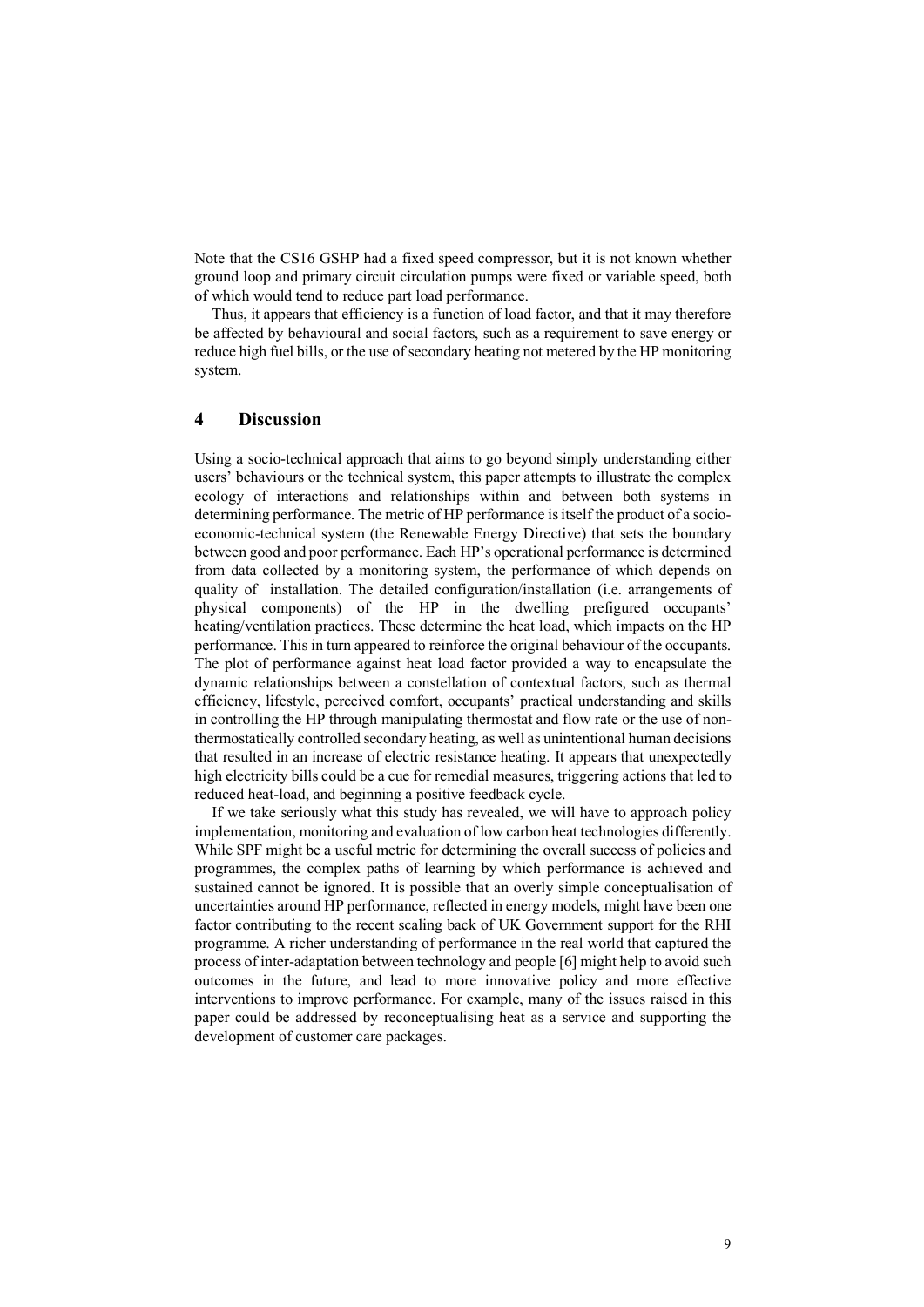Note that the CS16 GSHP had a fixed speed compressor, but it is not known whether ground loop and primary circuit circulation pumps were fixed or variable speed, both of which would tend to reduce part load performance.

Thus, it appears that efficiency is a function of load factor, and that it may therefore be affected by behavioural and social factors, such as a requirement to save energy or reduce high fuel bills, or the use of secondary heating not metered by the HP monitoring system.

## 4 Discussion

Using a socio-technical approach that aims to go beyond simply understanding either users' behaviours or the technical system, this paper attempts to illustrate the complex ecology of interactions and relationships within and between both systems in determining performance. The metric of HP performance is itself the product of a socio-economic-technical system (the Renewable Energy Directive) that sets the boundary between good and poor performance. Each HP's operational performance is determined from data collected by a monitoring system, the performance of which depends on quality of installation. The detailed configuration/installation (i.e. arrangements of physical components) of the HP in the dwelling prefigured occupants' heating/ventilation practices. These determine the heat load, which impacts on the HP performance. This in turn appeared to reinforce the original behaviour of the occupants. The plot of performance against heat load factor provided a way to encapsulate the dynamic relationships between a constellation of contextual factors, such as thermal efficiency, lifestyle, perceived comfort, occupants' practical understanding and skills in controlling the HP through manipulating thermostat and flow rate or the use of non-thermostatically controlled secondary heating, as well as unintentional human decisions that resulted in an increase of electric resistance heating. It appears that unexpectedly high electricity bills could be a cue for remedial measures, triggering actions that led to reduced heat-load, and beginning a positive feedback cycle.

If we take seriously what this study has revealed, we will have to approach policy implementation, monitoring and evaluation of low carbon heat technologies differently. While SPF might be a useful metric for determining the overall success of policies and programmes, the complex paths of learning by which performance is achieved and sustained cannot be ignored. It is possible that an overly simple conceptualisation of uncertainties around HP performance, reflected in energy models, might have been one factor contributing to the recent scaling back of UK Government support for the RHI programme. A richer understanding of performance in the real world that captured the process of inter-adaptation between technology and people [6] might help to avoid such outcomes in the future, and lead to more innovative policy and more effective interventions to improve performance. For example, many of the issues raised in this paper could be addressed by reconceptualising heat as a service and supporting the development of customer care packages.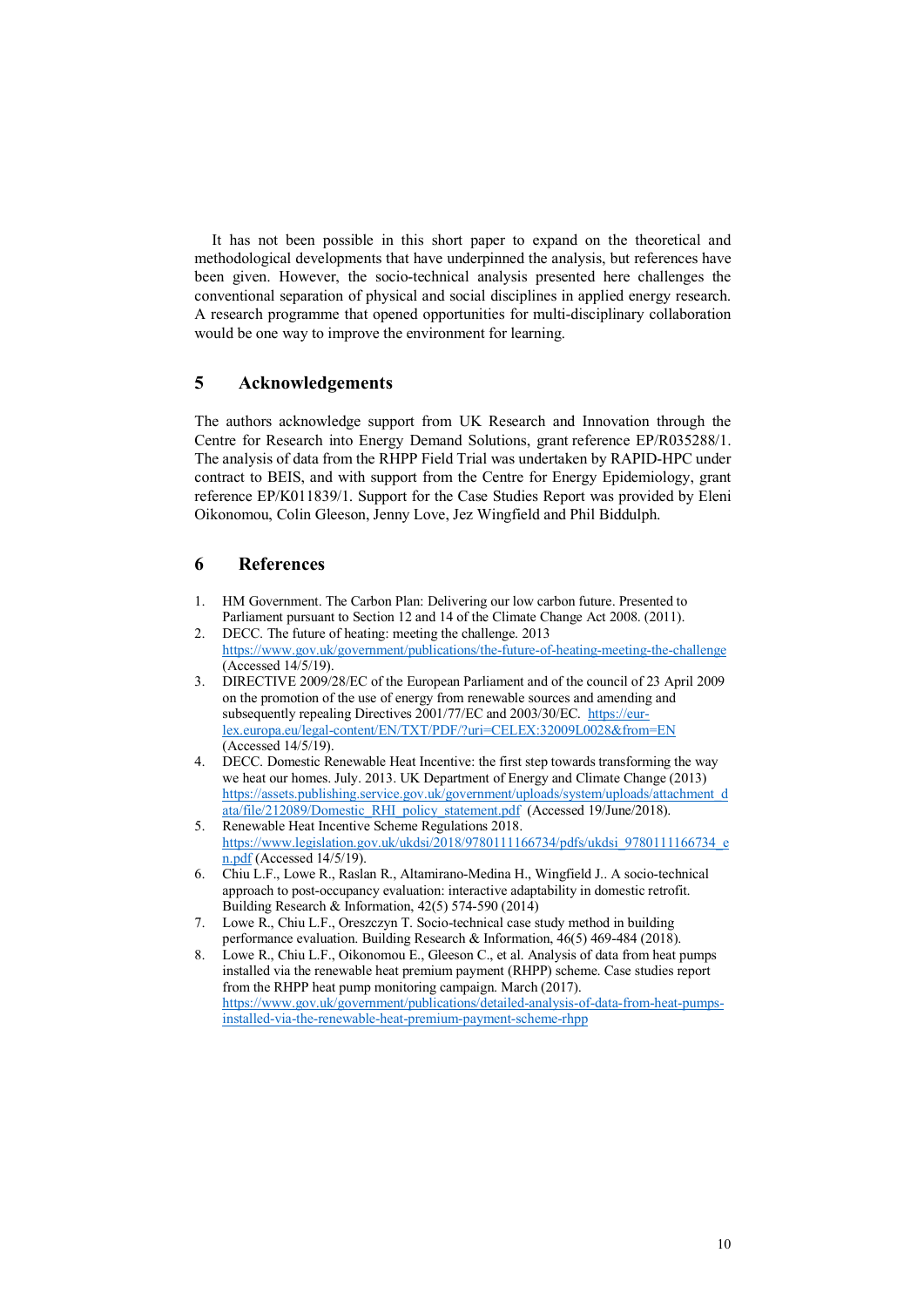It has not been possible in this short paper to expand on the theoretical and methodological developments that have underpinned the analysis, but references have been given. However, the socio-technical analysis presented here challenges the conventional separation of physical and social disciplines in applied energy research. A research programme that opened opportunities for multi-disciplinary collaboration would be one way to improve the environment for learning.

## 5 Acknowledgements

The authors acknowledge support from UK Research and Innovation through the Centre for Research into Energy Demand Solutions, grant reference EP/R035288/1. The analysis of data from the RHPP Field Trial was undertaken by RAPID-HPC under contract to BEIS, and with support from the Centre for Energy Epidemiology, grant reference EP/K011839/1. Support for the Case Studies Report was provided by Eleni Oikonomou, Colin Gleeson, Jenny Love, Jez Wingfield and Phil Biddulph.

## 6 References

1. HM Government. The Carbon Plan: Delivering our low carbon future. Presented to Parliament pursuant to Section 12 and 14 of the Climate Change Act 2008. (2011).
2. DECC. The future of heating: meeting the challenge. 2013 https://www.gov.uk/government/publications/the-future-of-heating-meeting-the-challenge (Accessed 14/5/19).
3. DIRECTIVE 2009/28/EC of the European Parliament and of the council of 23 April 2009 on the promotion of the use of energy from renewable sources and amending and subsequently repealing Directives 2001/77/EC and 2003/30/EC. https://eur-lex.europa.eu/legal-content/EN/TXT/PDF/?uri=CELEX:32009L0028&from=EN (Accessed 14/5/19).
4. DECC. Domestic Renewable Heat Incentive: the first step towards transforming the way we heat our homes. July. 2013. UK Department of Energy and Climate Change (2013) https://assets.publishing.service.gov.uk/government/uploads/system/uploads/attachment_data/file/212089/Domestic_RHI_policy_statement.pdf (Accessed 19/June/2018).
5. Renewable Heat Incentive Scheme Regulations 2018. https://www.legislation.gov.uk/ukdsi/2018/9780111166734/pdfs/ukdsi_9780111166734_en.pdf (Accessed 14/5/19).
6. Chiu L.F., Lowe R., Raslan R., Altamirano-Medina H., Wingfield J.. A socio-technical approach to post-occupancy evaluation: interactive adaptability in domestic retrofit. Building Research & Information, 42(5) 574-590 (2014)
7. Lowe R., Chiu L.F., Oreszczyn T. Socio-technical case study method in building performance evaluation. Building Research & Information, 46(5) 469-484 (2018).
8. Lowe R., Chiu L.F., Oikonomou E., Gleeson C., et al. Analysis of data from heat pumps installed via the renewable heat premium payment (RHPP) scheme. Case studies report from the RHPP heat pump monitoring campaign. March (2017). https://www.gov.uk/government/publications/detailed-analysis-of-data-from-heat-pumps-installed-via-the-renewable-heat-premium-payment-scheme-rhpp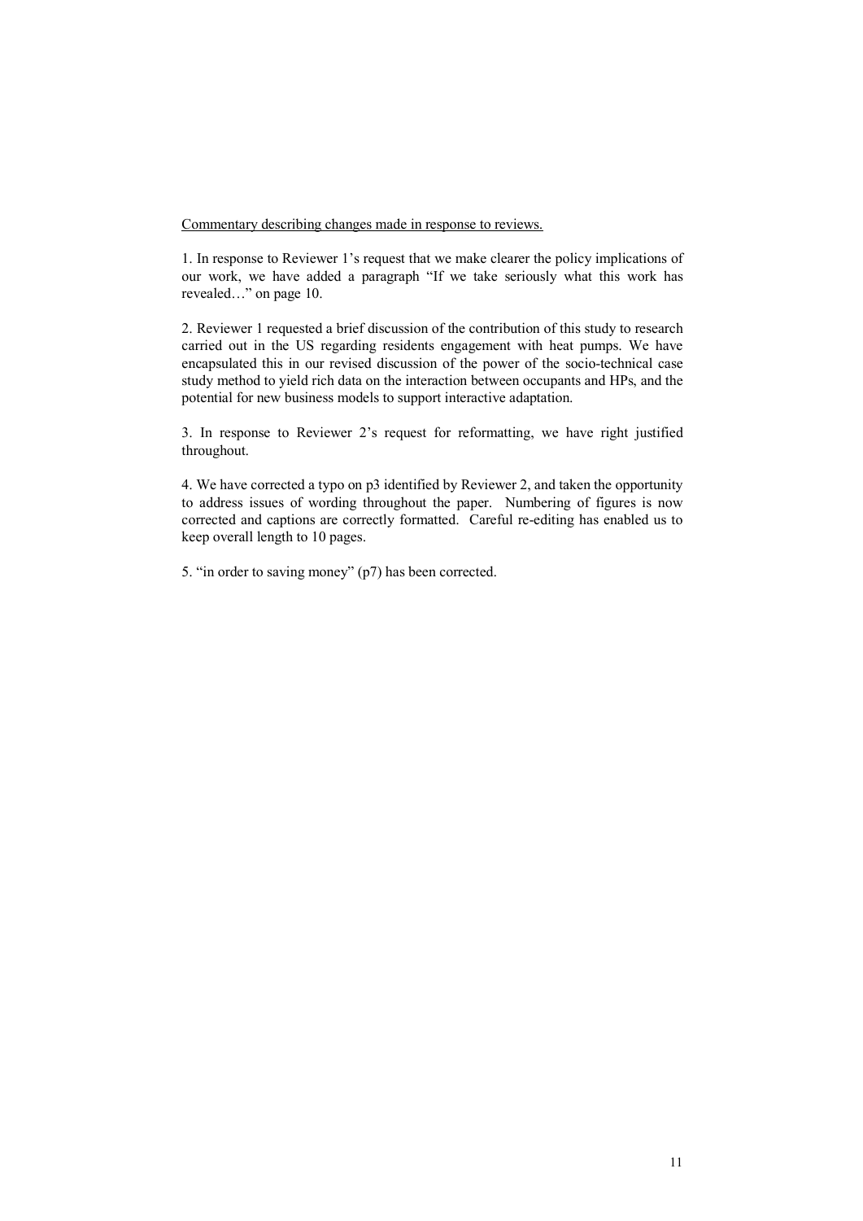Commentary describing changes made in response to reviews.

1. In response to Reviewer 1's request that we make clearer the policy implications of our work, we have added a paragraph "If we take seriously what this work has revealed…" on page 10.

2. Reviewer 1 requested a brief discussion of the contribution of this study to research carried out in the US regarding residents engagement with heat pumps. We have encapsulated this in our revised discussion of the power of the socio-technical case study method to yield rich data on the interaction between occupants and HPs, and the potential for new business models to support interactive adaptation.

3. In response to Reviewer 2's request for reformatting, we have right justified throughout.

4. We have corrected a typo on p3 identified by Reviewer 2, and taken the opportunity to address issues of wording throughout the paper. Numbering of figures is now corrected and captions are correctly formatted. Careful re-editing has enabled us to keep overall length to 10 pages.

5. "in order to saving money" (p7) has been corrected.